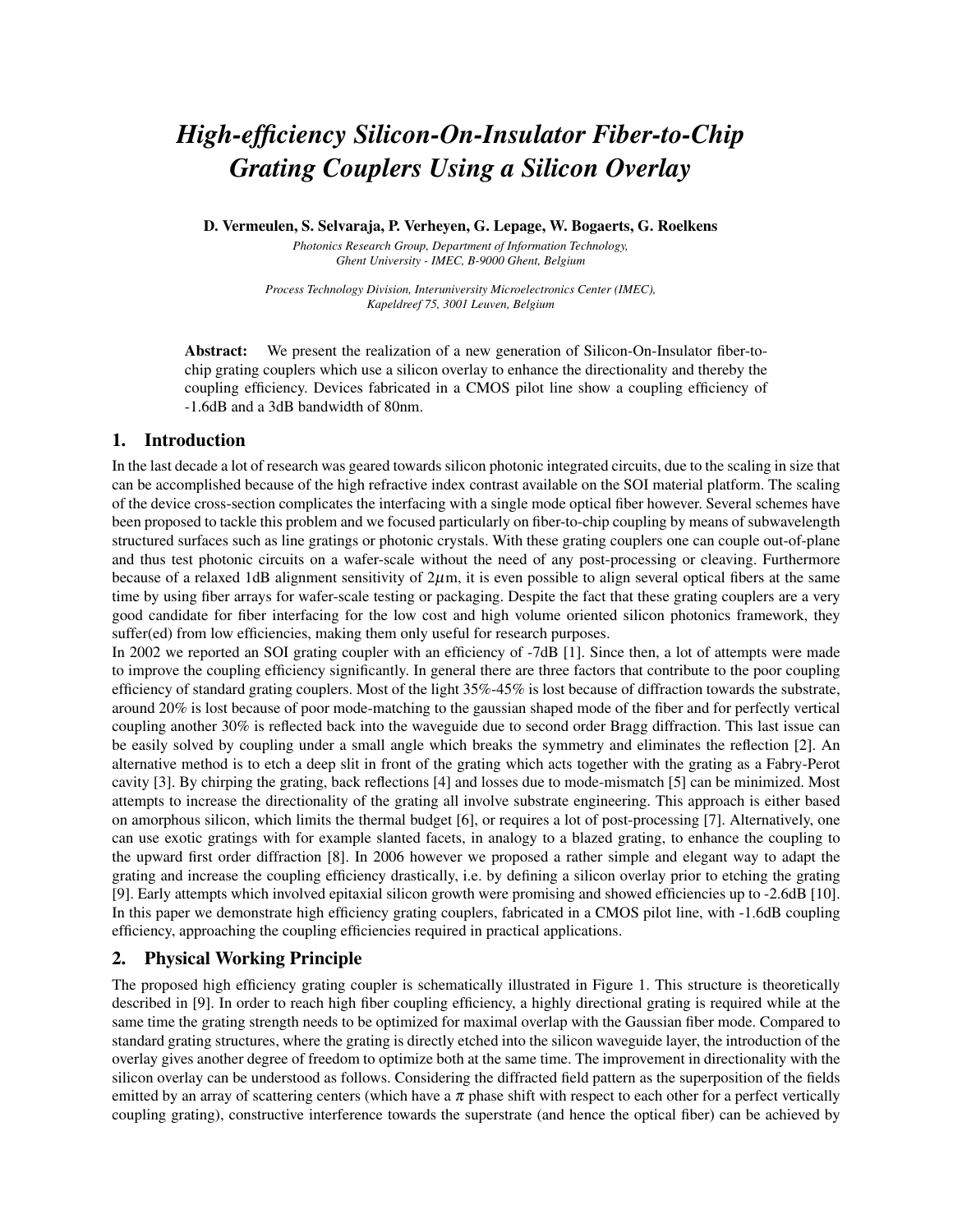# *High-efficiency Silicon-On-Insulator Fiber-to-Chip Grating Couplers Using a Silicon Overlay*

**D. Vermeulen, S. Selvaraja, P. Verheyen, G. Lepage, W. Bogaerts, G. Roelkens**

*Photonics Research Group, Department of Information Technology,*
*Ghent University - IMEC, B-9000 Ghent, Belgium*

*Process Technology Division, Interuniversity Microelectronics Center (IMEC),*
*Kapeldreef 75, 3001 Leuven, Belgium*

**Abstract:** We present the realization of a new generation of Silicon-On-Insulator fiber-to-chip grating couplers which use a silicon overlay to enhance the directionality and thereby the coupling efficiency. Devices fabricated in a CMOS pilot line show a coupling efficiency of -1.6dB and a 3dB bandwidth of 80nm.

## 1. Introduction

In the last decade a lot of research was geared towards silicon photonic integrated circuits, due to the scaling in size that can be accomplished because of the high refractive index contrast available on the SOI material platform. The scaling of the device cross-section complicates the interfacing with a single mode optical fiber however. Several schemes have been proposed to tackle this problem and we focused particularly on fiber-to-chip coupling by means of subwavelength structured surfaces such as line gratings or photonic crystals. With these grating couplers one can couple out-of-plane and thus test photonic circuits on a wafer-scale without the need of any post-processing or cleaving. Furthermore because of a relaxed 1dB alignment sensitivity of 2$\mu$m, it is even possible to align several optical fibers at the same time by using fiber arrays for wafer-scale testing or packaging. Despite the fact that these grating couplers are a very good candidate for fiber interfacing for the low cost and high volume oriented silicon photonics framework, they suffer(ed) from low efficiencies, making them only useful for research purposes.

In 2002 we reported an SOI grating coupler with an efficiency of -7dB [1]. Since then, a lot of attempts were made to improve the coupling efficiency significantly. In general there are three factors that contribute to the poor coupling efficiency of standard grating couplers. Most of the light 35%-45% is lost because of diffraction towards the substrate, around 20% is lost because of poor mode-matching to the gaussian shaped mode of the fiber and for perfectly vertical coupling another 30% is reflected back into the waveguide due to second order Bragg diffraction. This last issue can be easily solved by coupling under a small angle which breaks the symmetry and eliminates the reflection [2]. An alternative method is to etch a deep slit in front of the grating which acts together with the grating as a Fabry-Perot cavity [3]. By chirping the grating, back reflections [4] and losses due to mode-mismatch [5] can be minimized. Most attempts to increase the directionality of the grating all involve substrate engineering. This approach is either based on amorphous silicon, which limits the thermal budget [6], or requires a lot of post-processing [7]. Alternatively, one can use exotic gratings with for example slanted facets, in analogy to a blazed grating, to enhance the coupling to the upward first order diffraction [8]. In 2006 however we proposed a rather simple and elegant way to adapt the grating and increase the coupling efficiency drastically, i.e. by defining a silicon overlay prior to etching the grating [9]. Early attempts which involved epitaxial silicon growth were promising and showed efficiencies up to -2.6dB [10]. In this paper we demonstrate high efficiency grating couplers, fabricated in a CMOS pilot line, with -1.6dB coupling efficiency, approaching the coupling efficiencies required in practical applications.

## 2. Physical Working Principle

The proposed high efficiency grating coupler is schematically illustrated in Figure 1. This structure is theoretically described in [9]. In order to reach high fiber coupling efficiency, a highly directional grating is required while at the same time the grating strength needs to be optimized for maximal overlap with the Gaussian fiber mode. Compared to standard grating structures, where the grating is directly etched into the silicon waveguide layer, the introduction of the overlay gives another degree of freedom to optimize both at the same time. The improvement in directionality with the silicon overlay can be understood as follows. Considering the diffracted field pattern as the superposition of the fields emitted by an array of scattering centers (which have a $\pi$ phase shift with respect to each other for a perfect vertically coupling grating), constructive interference towards the superstrate (and hence the optical fiber) can be achieved by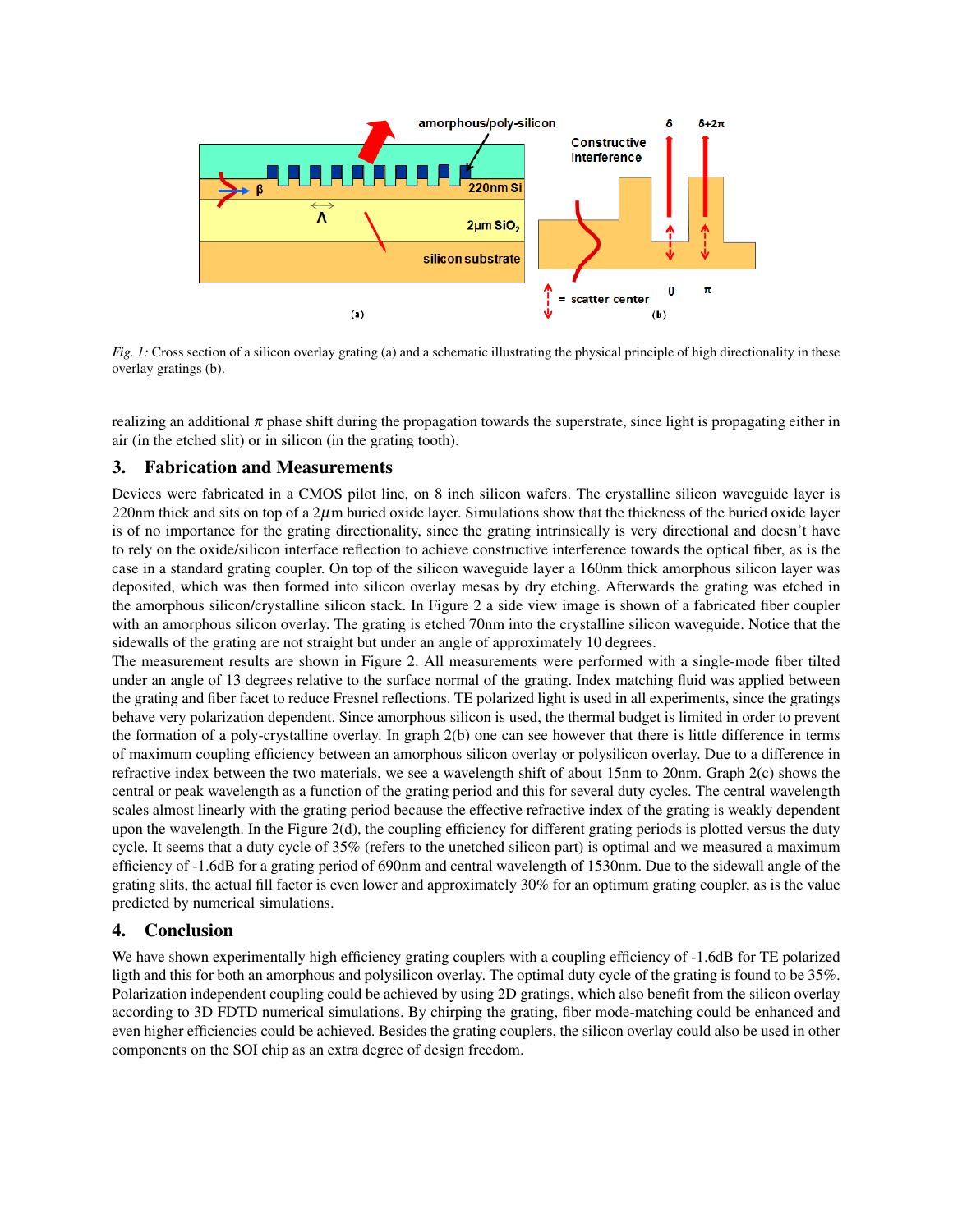*Fig. 1:* Cross section of a silicon overlay grating (a) and a schematic illustrating the physical principle of high directionality in these overlay gratings (b).

realizing an additional $\pi$ phase shift during the propagation towards the superstrate, since light is propagating either in air (in the etched slit) or in silicon (in the grating tooth).

## 3. Fabrication and Measurements

Devices were fabricated in a CMOS pilot line, on 8 inch silicon wafers. The crystalline silicon waveguide layer is 220nm thick and sits on top of a 2$\mu$m buried oxide layer. Simulations show that the thickness of the buried oxide layer is of no importance for the grating directionality, since the grating intrinsically is very directional and doesn't have to rely on the oxide/silicon interface reflection to achieve constructive interference towards the optical fiber, as is the case in a standard grating coupler. On top of the silicon waveguide layer a 160nm thick amorphous silicon layer was deposited, which was then formed into silicon overlay mesas by dry etching. Afterwards the grating was etched in the amorphous silicon/crystalline silicon stack. In Figure 2 a side view image is shown of a fabricated fiber coupler with an amorphous silicon overlay. The grating is etched 70nm into the crystalline silicon waveguide. Notice that the sidewalls of the grating are not straight but under an angle of approximately 10 degrees.

The measurement results are shown in Figure 2. All measurements were performed with a single-mode fiber tilted under an angle of 13 degrees relative to the surface normal of the grating. Index matching fluid was applied between the grating and fiber facet to reduce Fresnel reflections. TE polarized light is used in all experiments, since the gratings behave very polarization dependent. Since amorphous silicon is used, the thermal budget is limited in order to prevent the formation of a poly-crystalline overlay. In graph 2(b) one can see however that there is little difference in terms of maximum coupling efficiency between an amorphous silicon overlay or polysilicon overlay. Due to a difference in refractive index between the two materials, we see a wavelength shift of about 15nm to 20nm. Graph 2(c) shows the central or peak wavelength as a function of the grating period and this for several duty cycles. The central wavelength scales almost linearly with the grating period because the effective refractive index of the grating is weakly dependent upon the wavelength. In the Figure 2(d), the coupling efficiency for different grating periods is plotted versus the duty cycle. It seems that a duty cycle of 35% (refers to the unetched silicon part) is optimal and we measured a maximum efficiency of -1.6dB for a grating period of 690nm and central wavelength of 1530nm. Due to the sidewall angle of the grating slits, the actual fill factor is even lower and approximately 30% for an optimum grating coupler, as is the value predicted by numerical simulations.

## 4. Conclusion

We have shown experimentally high efficiency grating couplers with a coupling efficiency of -1.6dB for TE polarized ligth and this for both an amorphous and polysilicon overlay. The optimal duty cycle of the grating is found to be 35%. Polarization independent coupling could be achieved by using 2D gratings, which also benefit from the silicon overlay according to 3D FDTD numerical simulations. By chirping the grating, fiber mode-matching could be enhanced and even higher efficiencies could be achieved. Besides the grating couplers, the silicon overlay could also be used in other components on the SOI chip as an extra degree of design freedom.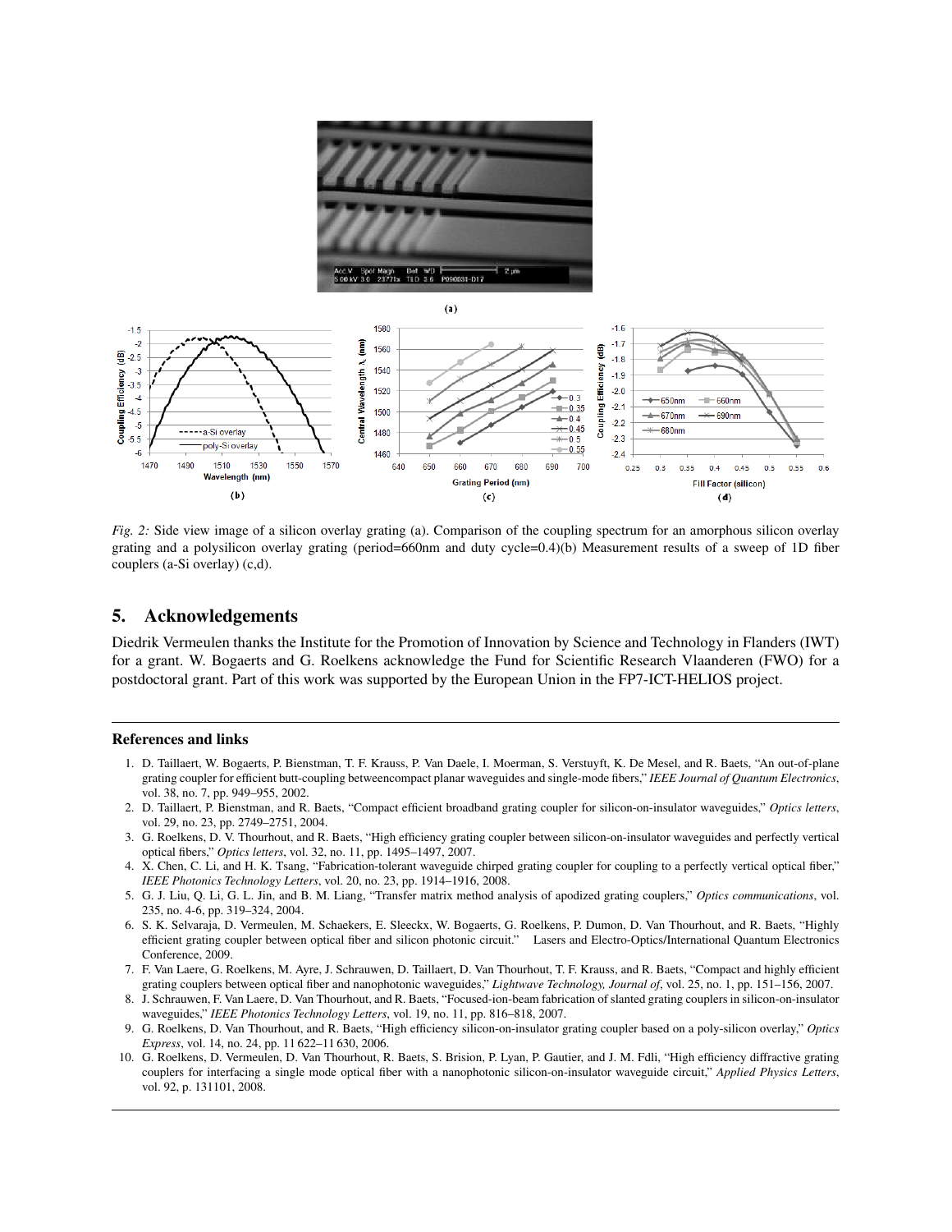(a)

-1.5
-2
-2.5
-3
-3.5
-4
-4.5
-5
-5.5
-6
Coupling Efficiency (dB)
1470 1490 1510 1530 1550 1570
Wavelength (nm)
a-Si overlay
poly-Si overlay
(b)

1580
1560
1540
1520
1500
1480
1460
Central Wavelength λ (nm)
640 650 660 670 680 690 700
Grating Period (nm)
0.3
0.35
0.4
0.45
0.5
0.55
(c)

-1.6
-1.7
-1.8
-1.9
-2.0
-2.1
-2.2
-2.3
-2.4
Coupling Efficiency (dB)
0.25 0.3 0.35 0.4 0.45 0.5 0.55 0.6
Fill Factor (silicon)
650nm
660nm
670nm
690nm
680nm
(d)

*Fig. 2:* Side view image of a silicon overlay grating (a). Comparison of the coupling spectrum for an amorphous silicon overlay grating and a polysilicon overlay grating (period=660nm and duty cycle=0.4)(b) Measurement results of a sweep of 1D fiber couplers (a-Si overlay) (c,d).

## 5. Acknowledgements

Diedrik Vermeulen thanks the Institute for the Promotion of Innovation by Science and Technology in Flanders (IWT) for a grant. W. Bogaerts and G. Roelkens acknowledge the Fund for Scientific Research Vlaanderen (FWO) for a postdoctoral grant. Part of this work was supported by the European Union in the FP7-ICT-HELIOS project.

### References and links

1. D. Taillaert, W. Bogaerts, P. Bienstman, T. F. Krauss, P. Van Daele, I. Moerman, S. Verstuyft, K. De Mesel, and R. Baets, "An out-of-plane grating coupler for efficient butt-coupling betweencompact planar waveguides and single-mode fibers," *IEEE Journal of Quantum Electronics*, vol. 38, no. 7, pp. 949–955, 2002.
2. D. Taillaert, P. Bienstman, and R. Baets, "Compact efficient broadband grating coupler for silicon-on-insulator waveguides," *Optics letters*, vol. 29, no. 23, pp. 2749–2751, 2004.
3. G. Roelkens, D. V. Thourhout, and R. Baets, "High efficiency grating coupler between silicon-on-insulator waveguides and perfectly vertical optical fibers," *Optics letters*, vol. 32, no. 11, pp. 1495–1497, 2007.
4. X. Chen, C. Li, and H. K. Tsang, "Fabrication-tolerant waveguide chirped grating coupler for coupling to a perfectly vertical optical fiber," *IEEE Photonics Technology Letters*, vol. 20, no. 23, pp. 1914–1916, 2008.
5. G. J. Liu, Q. Li, G. L. Jin, and B. M. Liang, "Transfer matrix method analysis of apodized grating couplers," *Optics communications*, vol. 235, no. 4-6, pp. 319–324, 2004.
6. S. K. Selvaraja, D. Vermeulen, M. Schaekers, E. Sleeckx, W. Bogaerts, G. Roelkens, P. Dumon, D. Van Thourhout, and R. Baets, "Highly efficient grating coupler between optical fiber and silicon photonic circuit." Lasers and Electro-Optics/International Quantum Electronics Conference, 2009.
7. F. Van Laere, G. Roelkens, M. Ayre, J. Schrauwen, D. Taillaert, D. Van Thourhout, T. F. Krauss, and R. Baets, "Compact and highly efficient grating couplers between optical fiber and nanophotonic waveguides," *Lightwave Technology, Journal of*, vol. 25, no. 1, pp. 151–156, 2007.
8. J. Schrauwen, F. Van Laere, D. Van Thourhout, and R. Baets, "Focused-ion-beam fabrication of slanted grating couplers in silicon-on-insulator waveguides," *IEEE Photonics Technology Letters*, vol. 19, no. 11, pp. 816–818, 2007.
9. G. Roelkens, D. Van Thourhout, and R. Baets, "High efficiency silicon-on-insulator grating coupler based on a poly-silicon overlay," *Optics Express*, vol. 14, no. 24, pp. 11 622–11 630, 2006.
10. G. Roelkens, D. Vermeulen, D. Van Thourhout, R. Baets, S. Brision, P. Lyan, P. Gautier, and J. M. Fdli, "High efficiency diffractive grating couplers for interfacing a single mode optical fiber with a nanophotonic silicon-on-insulator waveguide circuit," *Applied Physics Letters*, vol. 92, p. 131101, 2008.